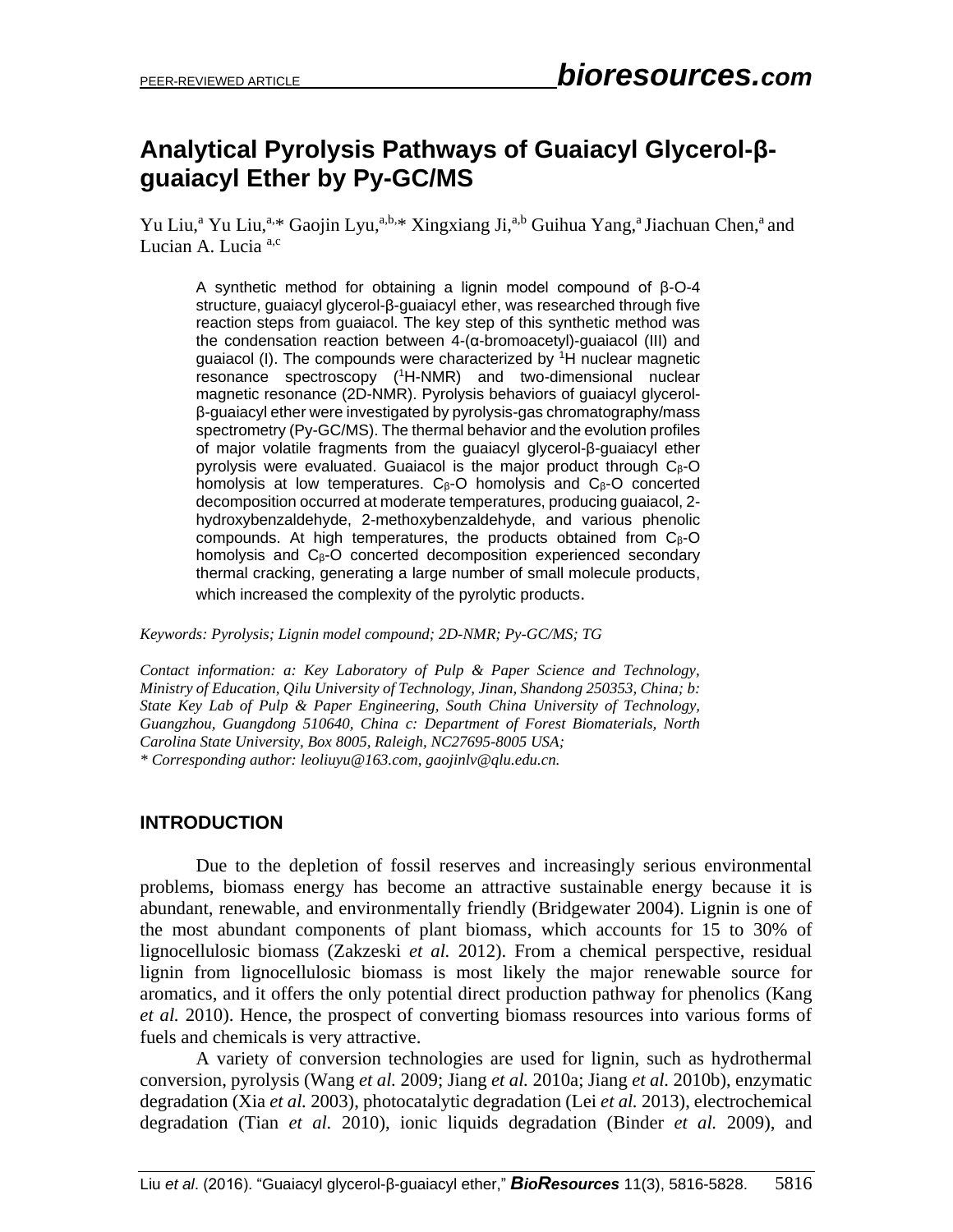PEER-REVIEWED ARTICLE

# Analytical Pyrolysis Pathways of Guaiacyl Glycerol-β-guaiacyl Ether by Py-GC/MS

Yu Liu,[a] Yu Liu,[a,*] Gaojin Lyu,[a,b,*] Xingxiang Ji,[a,b] Guihua Yang,[a] Jiachuan Chen,[a] and Lucian A. Lucia [a,c]

A synthetic method for obtaining a lignin model compound of β-O-4 structure, guaiacyl glycerol-β-guaiacyl ether, was researched through five reaction steps from guaiacol. The key step of this synthetic method was the condensation reaction between 4-(α-bromoacetyl)-guaiacol (III) and guaiacol (I). The compounds were characterized by $^1$H nuclear magnetic resonance spectroscopy ($^1$H-NMR) and two-dimensional nuclear magnetic resonance (2D-NMR). Pyrolysis behaviors of guaiacyl glycerol-β-guaiacyl ether were investigated by pyrolysis-gas chromatography/mass spectrometry (Py-GC/MS). The thermal behavior and the evolution profiles of major volatile fragments from the guaiacyl glycerol-β-guaiacyl ether pyrolysis were evaluated. Guaiacol is the major product through $C_β$-O homolysis at low temperatures. $C_β$-O homolysis and $C_β$-O concerted decomposition occurred at moderate temperatures, producing guaiacol, 2-hydroxybenzaldehyde, 2-methoxybenzaldehyde, and various phenolic compounds. At high temperatures, the products obtained from $C_β$-O homolysis and $C_β$-O concerted decomposition experienced secondary thermal cracking, generating a large number of small molecule products, which increased the complexity of the pyrolytic products.

*Keywords: Pyrolysis; Lignin model compound; 2D-NMR; Py-GC/MS; TG*

*Contact information: a: Key Laboratory of Pulp & Paper Science and Technology, Ministry of Education, Qilu University of Technology, Jinan, Shandong 250353, China; b: State Key Lab of Pulp & Paper Engineering, South China University of Technology, Guangzhou, Guangdong 510640, China c: Department of Forest Biomaterials, North Carolina State University, Box 8005, Raleigh, NC27695-8005 USA;*
*\* Corresponding author: leoliuyu@163.com, gaojinlv@qlu.edu.cn.*

## INTRODUCTION

Due to the depletion of fossil reserves and increasingly serious environmental problems, biomass energy has become an attractive sustainable energy because it is abundant, renewable, and environmentally friendly (Bridgewater 2004). Lignin is one of the most abundant components of plant biomass, which accounts for 15 to 30% of lignocellulosic biomass (Zakzeski *et al.* 2012). From a chemical perspective, residual lignin from lignocellulosic biomass is most likely the major renewable source for aromatics, and it offers the only potential direct production pathway for phenolics (Kang *et al.* 2010). Hence, the prospect of converting biomass resources into various forms of fuels and chemicals is very attractive.

A variety of conversion technologies are used for lignin, such as hydrothermal conversion, pyrolysis (Wang *et al.* 2009; Jiang *et al.* 2010a; Jiang *et al.* 2010b), enzymatic degradation (Xia *et al.* 2003), photocatalytic degradation (Lei *et al.* 2013), electrochemical degradation (Tian *et al.* 2010), ionic liquids degradation (Binder *et al.* 2009), and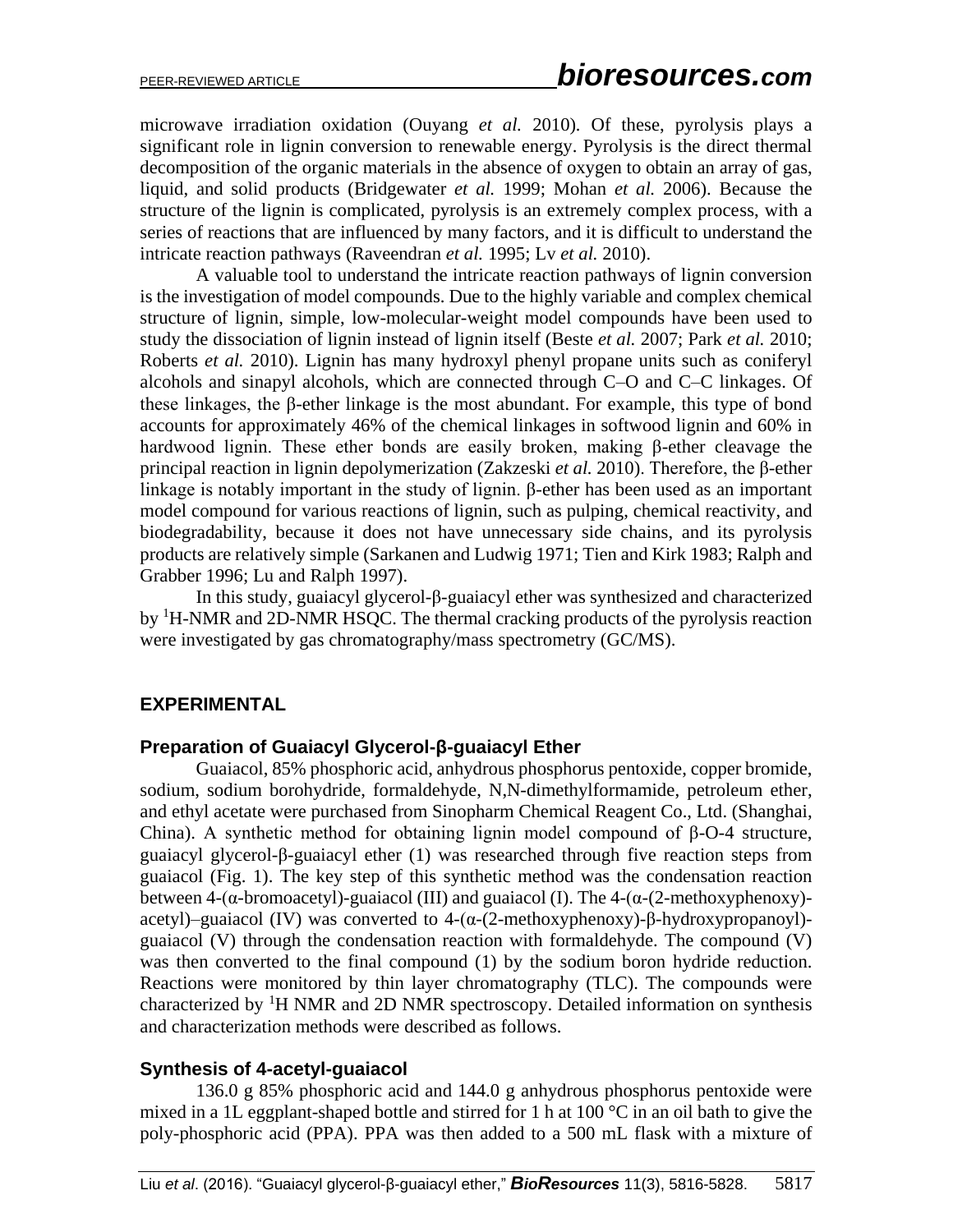microwave irradiation oxidation (Ouyang *et al.* 2010). Of these, pyrolysis plays a significant role in lignin conversion to renewable energy. Pyrolysis is the direct thermal decomposition of the organic materials in the absence of oxygen to obtain an array of gas, liquid, and solid products (Bridgewater *et al.* 1999; Mohan *et al.* 2006). Because the structure of the lignin is complicated, pyrolysis is an extremely complex process, with a series of reactions that are influenced by many factors, and it is difficult to understand the intricate reaction pathways (Raveendran *et al.* 1995; Lv *et al.* 2010).

A valuable tool to understand the intricate reaction pathways of lignin conversion is the investigation of model compounds. Due to the highly variable and complex chemical structure of lignin, simple, low-molecular-weight model compounds have been used to study the dissociation of lignin instead of lignin itself (Beste *et al.* 2007; Park *et al.* 2010; Roberts *et al.* 2010). Lignin has many hydroxyl phenyl propane units such as coniferyl alcohols and sinapyl alcohols, which are connected through C–O and C–C linkages. Of these linkages, the β-ether linkage is the most abundant. For example, this type of bond accounts for approximately 46% of the chemical linkages in softwood lignin and 60% in hardwood lignin. These ether bonds are easily broken, making β-ether cleavage the principal reaction in lignin depolymerization (Zakzeski *et al.* 2010). Therefore, the β-ether linkage is notably important in the study of lignin. β-ether has been used as an important model compound for various reactions of lignin, such as pulping, chemical reactivity, and biodegradability, because it does not have unnecessary side chains, and its pyrolysis products are relatively simple (Sarkanen and Ludwig 1971; Tien and Kirk 1983; Ralph and Grabber 1996; Lu and Ralph 1997).

In this study, guaiacyl glycerol-β-guaiacyl ether was synthesized and characterized by $^{1}$H-NMR and 2D-NMR HSQC. The thermal cracking products of the pyrolysis reaction were investigated by gas chromatography/mass spectrometry (GC/MS).

## EXPERIMENTAL

### Preparation of Guaiacyl Glycerol-β-guaiacyl Ether

Guaiacol, 85% phosphoric acid, anhydrous phosphorus pentoxide, copper bromide, sodium, sodium borohydride, formaldehyde, N,N-dimethylformamide, petroleum ether, and ethyl acetate were purchased from Sinopharm Chemical Reagent Co., Ltd. (Shanghai, China). A synthetic method for obtaining lignin model compound of β-O-4 structure, guaiacyl glycerol-β-guaiacyl ether (1) was researched through five reaction steps from guaiacol (Fig. 1). The key step of this synthetic method was the condensation reaction between 4-(α-bromoacetyl)-guaiacol (III) and guaiacol (I). The 4-(α-(2-methoxyphenoxy)-acetyl)–guaiacol (IV) was converted to 4-(α-(2-methoxyphenoxy)-β-hydroxypropanoyl)-guaiacol (V) through the condensation reaction with formaldehyde. The compound (V) was then converted to the final compound (1) by the sodium boron hydride reduction. Reactions were monitored by thin layer chromatography (TLC). The compounds were characterized by $^{1}$H NMR and 2D NMR spectroscopy. Detailed information on synthesis and characterization methods were described as follows.

### Synthesis of 4-acetyl-guaiacol

136.0 g 85% phosphoric acid and 144.0 g anhydrous phosphorus pentoxide were mixed in a 1L eggplant-shaped bottle and stirred for 1 h at 100 °C in an oil bath to give the poly-phosphoric acid (PPA). PPA was then added to a 500 mL flask with a mixture of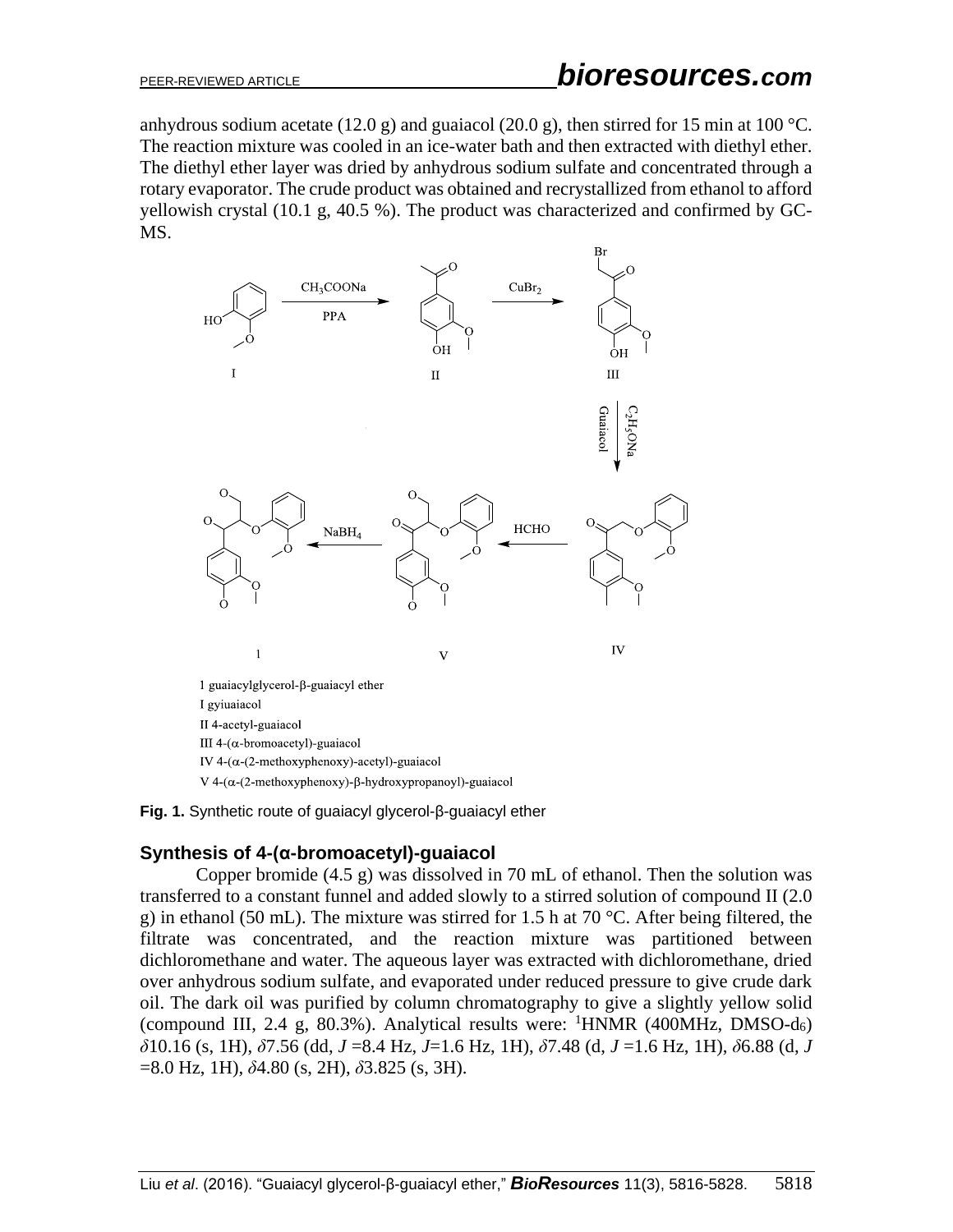anhydrous sodium acetate (12.0 g) and guaiacol (20.0 g), then stirred for 15 min at 100 °C. The reaction mixture was cooled in an ice-water bath and then extracted with diethyl ether. The diethyl ether layer was dried by anhydrous sodium sulfate and concentrated through a rotary evaporator. The crude product was obtained and recrystallized from ethanol to afford yellowish crystal (10.1 g, 40.5 %). The product was characterized and confirmed by GC-MS.

1 guaiacylglycerol-β-guaiacyl ether
I gyiuaiacol
II 4-acetyl-guaiacol
III 4-(α-bromoacetyl)-guaiacol
IV 4-(α-(2-methoxyphenoxy)-acetyl)-guaiacol
V 4-(α-(2-methoxyphenoxy)-β-hydroxypropanoyl)-guaiacol

**Fig. 1.** Synthetic route of guaiacyl glycerol-β-guaiacyl ether

### Synthesis of 4-(α-bromoacetyl)-guaiacol

Copper bromide (4.5 g) was dissolved in 70 mL of ethanol. Then the solution was transferred to a constant funnel and added slowly to a stirred solution of compound II (2.0 g) in ethanol (50 mL). The mixture was stirred for 1.5 h at 70 °C. After being filtered, the filtrate was concentrated, and the reaction mixture was partitioned between dichloromethane and water. The aqueous layer was extracted with dichloromethane, dried over anhydrous sodium sulfate, and evaporated under reduced pressure to give crude dark oil. The dark oil was purified by column chromatography to give a slightly yellow solid (compound III, 2.4 g, 80.3%). Analytical results were: $^{1}$HNMR (400MHz, DMSO-$d_6$) $\delta$10.16 (s, 1H), $\delta$7.56 (dd, *J* =8.4 Hz, *J*=1.6 Hz, 1H), $\delta$7.48 (d, *J* =1.6 Hz, 1H), $\delta$6.88 (d, *J* =8.0 Hz, 1H), $\delta$4.80 (s, 2H), $\delta$3.825 (s, 3H).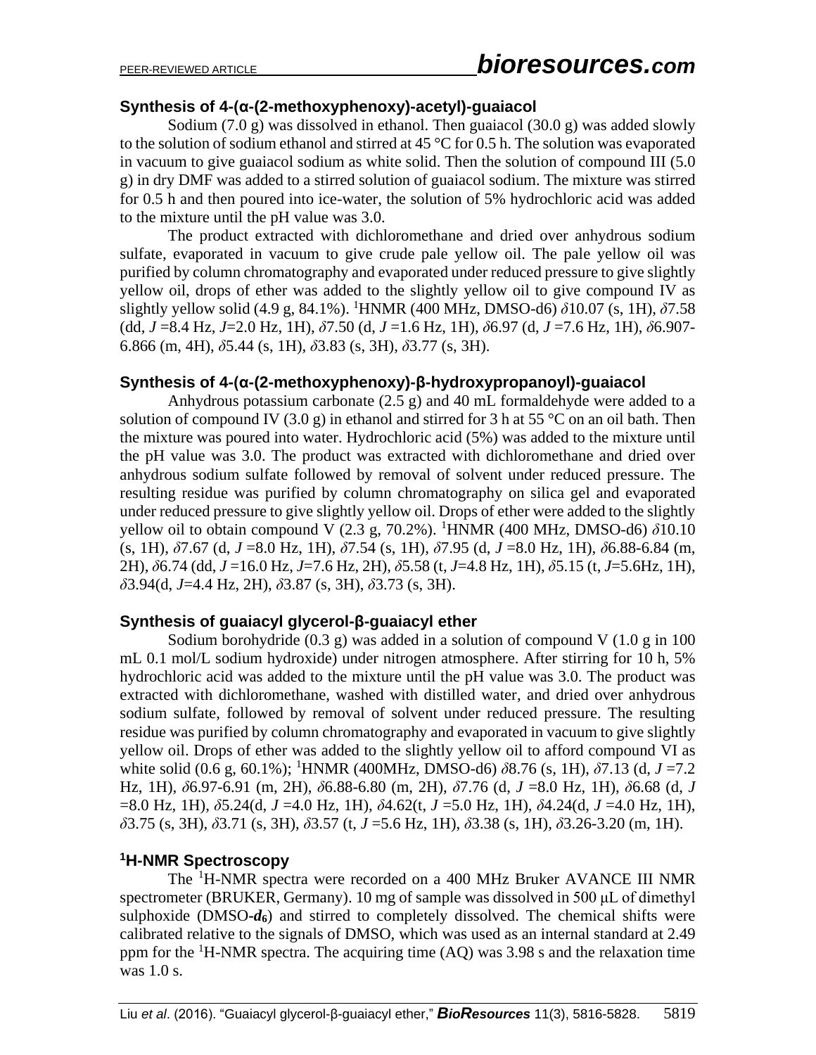### Synthesis of 4-(α-(2-methoxyphenoxy)-acetyl)-guaiacol

Sodium (7.0 g) was dissolved in ethanol. Then guaiacol (30.0 g) was added slowly to the solution of sodium ethanol and stirred at 45 °C for 0.5 h. The solution was evaporated in vacuum to give guaiacol sodium as white solid. Then the solution of compound III (5.0 g) in dry DMF was added to a stirred solution of guaiacol sodium. The mixture was stirred for 0.5 h and then poured into ice-water, the solution of 5% hydrochloric acid was added to the mixture until the pH value was 3.0.

The product extracted with dichloromethane and dried over anhydrous sodium sulfate, evaporated in vacuum to give crude pale yellow oil. The pale yellow oil was purified by column chromatography and evaporated under reduced pressure to give slightly yellow oil, drops of ether was added to the slightly yellow oil to give compound IV as slightly yellow solid (4.9 g, 84.1%). $^1$HNMR (400 MHz, DMSO-d6) $\delta$10.07 (s, 1H), $\delta$7.58 (dd, *J* =8.4 Hz, *J*=2.0 Hz, 1H), $\delta$7.50 (d, *J* =1.6 Hz, 1H), $\delta$6.97 (d, *J* =7.6 Hz, 1H), $\delta$6.907-6.866 (m, 4H), $\delta$5.44 (s, 1H), $\delta$3.83 (s, 3H), $\delta$3.77 (s, 3H).

### Synthesis of 4-(α-(2-methoxyphenoxy)-β-hydroxypropanoyl)-guaiacol

Anhydrous potassium carbonate (2.5 g) and 40 mL formaldehyde were added to a solution of compound IV (3.0 g) in ethanol and stirred for 3 h at 55 °C on an oil bath. Then the mixture was poured into water. Hydrochloric acid (5%) was added to the mixture until the pH value was 3.0. The product was extracted with dichloromethane and dried over anhydrous sodium sulfate followed by removal of solvent under reduced pressure. The resulting residue was purified by column chromatography on silica gel and evaporated under reduced pressure to give slightly yellow oil. Drops of ether were added to the slightly yellow oil to obtain compound V (2.3 g, 70.2%). $^1$HNMR (400 MHz, DMSO-d6) $\delta$10.10 (s, 1H), $\delta$7.67 (d, *J* =8.0 Hz, 1H), $\delta$7.54 (s, 1H), $\delta$7.95 (d, *J* =8.0 Hz, 1H), $\delta$6.88-6.84 (m, 2H), $\delta$6.74 (dd, *J* =16.0 Hz, *J*=7.6 Hz, 2H), $\delta$5.58 (t, *J*=4.8 Hz, 1H), $\delta$5.15 (t, *J*=5.6Hz, 1H), $\delta$3.94(d, *J*=4.4 Hz, 2H), $\delta$3.87 (s, 3H), $\delta$3.73 (s, 3H).

### Synthesis of guaiacyl glycerol-β-guaiacyl ether

Sodium borohydride (0.3 g) was added in a solution of compound V (1.0 g in 100 mL 0.1 mol/L sodium hydroxide) under nitrogen atmosphere. After stirring for 10 h, 5% hydrochloric acid was added to the mixture until the pH value was 3.0. The product was extracted with dichloromethane, washed with distilled water, and dried over anhydrous sodium sulfate, followed by removal of solvent under reduced pressure. The resulting residue was purified by column chromatography and evaporated in vacuum to give slightly yellow oil. Drops of ether was added to the slightly yellow oil to afford compound VI as white solid (0.6 g, 60.1%); $^1$HNMR (400MHz, DMSO-d6) $\delta$8.76 (s, 1H), $\delta$7.13 (d, *J* =7.2 Hz, 1H), $\delta$6.97-6.91 (m, 2H), $\delta$6.88-6.80 (m, 2H), $\delta$7.76 (d, *J* =8.0 Hz, 1H), $\delta$6.68 (d, *J* =8.0 Hz, 1H), $\delta$5.24(d, *J* =4.0 Hz, 1H), $\delta$4.62(t, *J* =5.0 Hz, 1H), $\delta$4.24(d, *J* =4.0 Hz, 1H), $\delta$3.75 (s, 3H), $\delta$3.71 (s, 3H), $\delta$3.57 (t, *J* =5.6 Hz, 1H), $\delta$3.38 (s, 1H), $\delta$3.26-3.20 (m, 1H).

### $^1$H-NMR Spectroscopy

The $^1$H-NMR spectra were recorded on a 400 MHz Bruker AVANCE III NMR spectrometer (BRUKER, Germany). 10 mg of sample was dissolved in 500 μL of dimethyl sulphoxide (DMSO-$d_6$) and stirred to completely dissolved. The chemical shifts were calibrated relative to the signals of DMSO, which was used as an internal standard at 2.49 ppm for the $^1$H-NMR spectra. The acquiring time (AQ) was 3.98 s and the relaxation time was 1.0 s.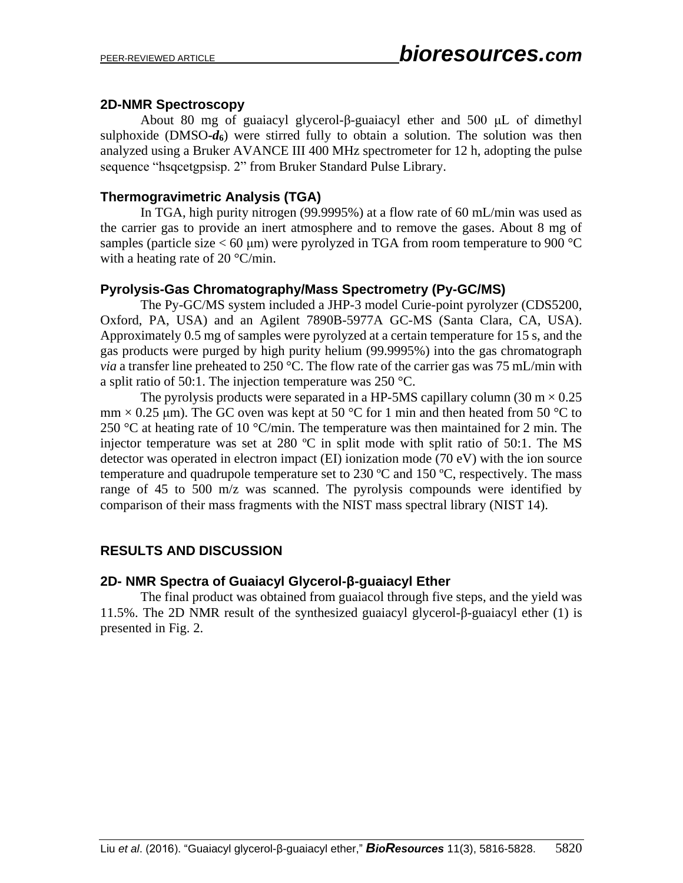### 2D-NMR Spectroscopy

About 80 mg of guaiacyl glycerol-β-guaiacyl ether and 500 μL of dimethyl sulphoxide (DMSO-$d_6$) were stirred fully to obtain a solution. The solution was then analyzed using a Bruker AVANCE III 400 MHz spectrometer for 12 h, adopting the pulse sequence "hsqcetgpsisp. 2" from Bruker Standard Pulse Library.

### Thermogravimetric Analysis (TGA)

In TGA, high purity nitrogen (99.9995%) at a flow rate of 60 mL/min was used as the carrier gas to provide an inert atmosphere and to remove the gases. About 8 mg of samples (particle size < 60 μm) were pyrolyzed in TGA from room temperature to 900 °C with a heating rate of 20 °C/min.

### Pyrolysis-Gas Chromatography/Mass Spectrometry (Py-GC/MS)

The Py-GC/MS system included a JHP-3 model Curie-point pyrolyzer (CDS5200, Oxford, PA, USA) and an Agilent 7890B-5977A GC-MS (Santa Clara, CA, USA). Approximately 0.5 mg of samples were pyrolyzed at a certain temperature for 15 s, and the gas products were purged by high purity helium (99.9995%) into the gas chromatograph *via* a transfer line preheated to 250 °C. The flow rate of the carrier gas was 75 mL/min with a split ratio of 50:1. The injection temperature was 250 °C.

The pyrolysis products were separated in a HP-5MS capillary column (30 m × 0.25 mm × 0.25 μm). The GC oven was kept at 50 °C for 1 min and then heated from 50 °C to 250 °C at heating rate of 10 °C/min. The temperature was then maintained for 2 min. The injector temperature was set at 280 ºC in split mode with split ratio of 50:1. The MS detector was operated in electron impact (EI) ionization mode (70 eV) with the ion source temperature and quadrupole temperature set to 230 ºC and 150 ºC, respectively. The mass range of 45 to 500 m/z was scanned. The pyrolysis compounds were identified by comparison of their mass fragments with the NIST mass spectral library (NIST 14).

## RESULTS AND DISCUSSION

### 2D- NMR Spectra of Guaiacyl Glycerol-β-guaiacyl Ether

The final product was obtained from guaiacol through five steps, and the yield was 11.5%. The 2D NMR result of the synthesized guaiacyl glycerol-β-guaiacyl ether (1) is presented in Fig. 2.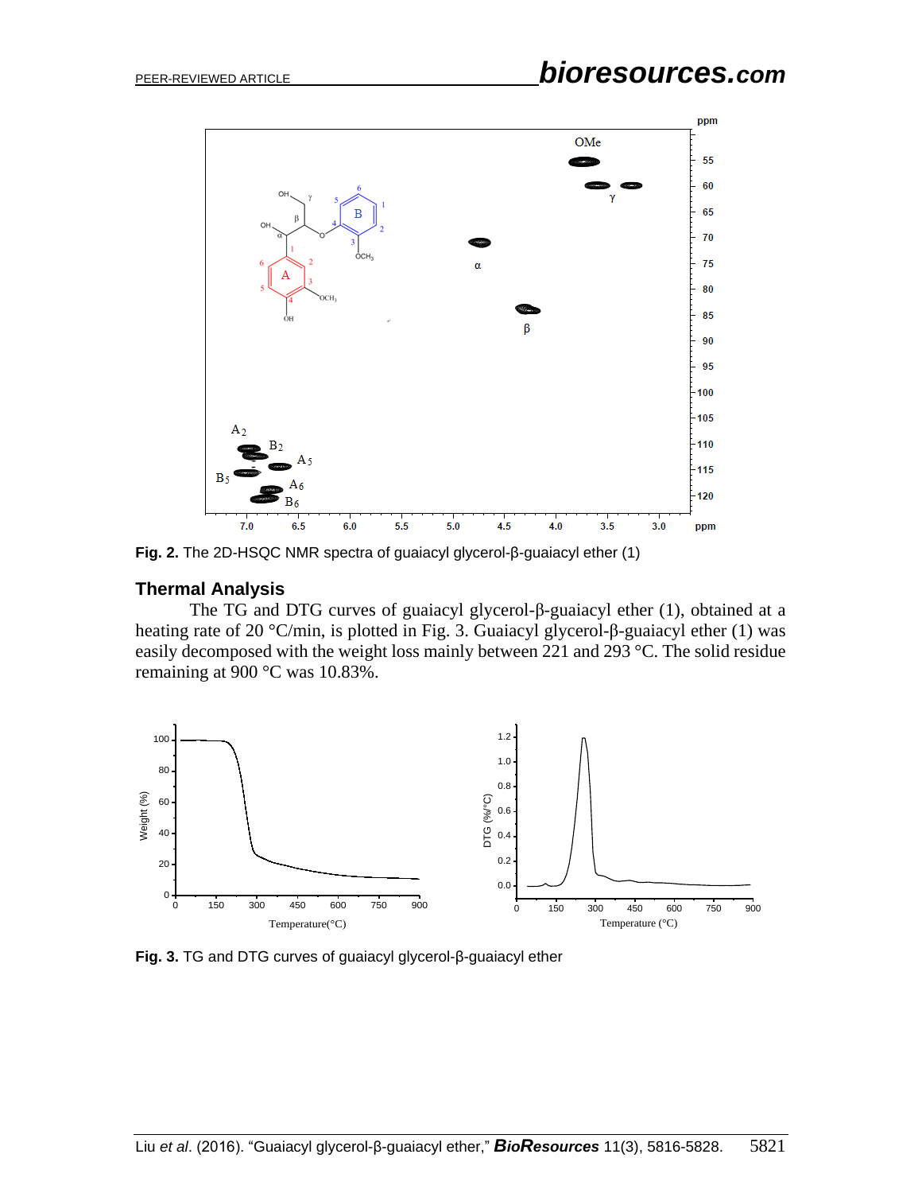Fig. 2. The 2D-HSQC NMR spectra of guaiacyl glycerol-β-guaiacyl ether (1)

## Thermal Analysis

The TG and DTG curves of guaiacyl glycerol-β-guaiacyl ether (1), obtained at a heating rate of 20 °C/min, is plotted in Fig. 3. Guaiacyl glycerol-β-guaiacyl ether (1) was easily decomposed with the weight loss mainly between 221 and 293 °C. The solid residue remaining at 900 °C was 10.83%.

**Fig. 3.** TG and DTG curves of guaiacyl glycerol-β-guaiacyl ether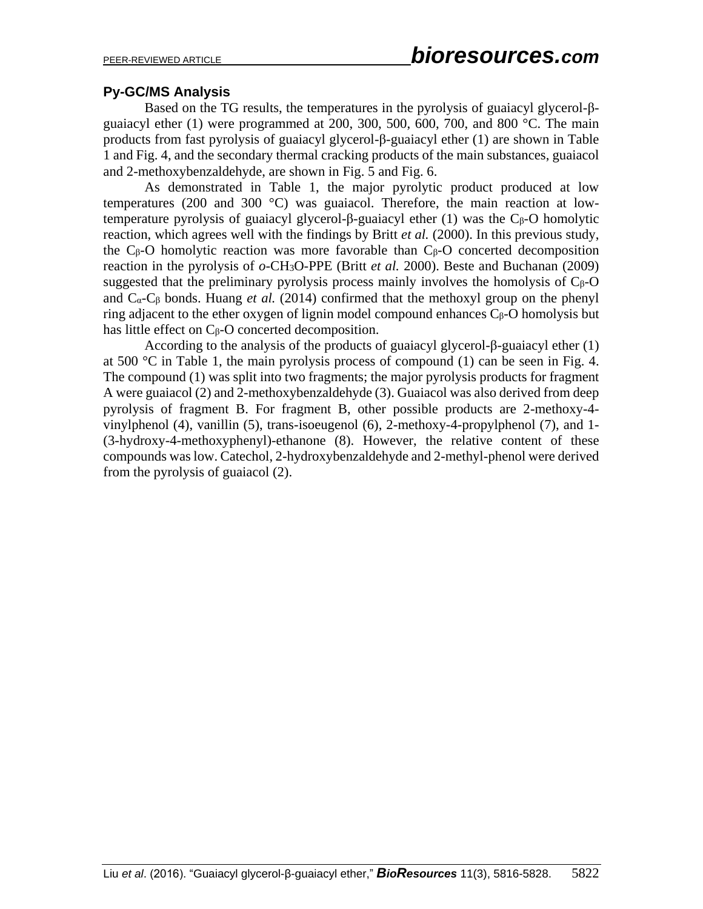### Py-GC/MS Analysis

Based on the TG results, the temperatures in the pyrolysis of guaiacyl glycerol-β-guaiacyl ether (1) were programmed at 200, 300, 500, 600, 700, and 800 °C. The main products from fast pyrolysis of guaiacyl glycerol-β-guaiacyl ether (1) are shown in Table 1 and Fig. 4, and the secondary thermal cracking products of the main substances, guaiacol and 2-methoxybenzaldehyde, are shown in Fig. 5 and Fig. 6.

As demonstrated in Table 1, the major pyrolytic product produced at low temperatures (200 and 300 °C) was guaiacol. Therefore, the main reaction at low-temperature pyrolysis of guaiacyl glycerol-β-guaiacyl ether (1) was the $C_\beta$-O homolytic reaction, which agrees well with the findings by Britt *et al.* (2000). In this previous study, the $C_\beta$-O homolytic reaction was more favorable than $C_\beta$-O concerted decomposition reaction in the pyrolysis of *o*-$CH_3O$-PPE (Britt *et al.* 2000). Beste and Buchanan (2009) suggested that the preliminary pyrolysis process mainly involves the homolysis of $C_\beta$-O and $C_\alpha$-$C_\beta$ bonds. Huang *et al.* (2014) confirmed that the methoxyl group on the phenyl ring adjacent to the ether oxygen of lignin model compound enhances $C_\beta$-O homolysis but has little effect on $C_\beta$-O concerted decomposition.

According to the analysis of the products of guaiacyl glycerol-β-guaiacyl ether (1) at 500 °C in Table 1, the main pyrolysis process of compound (1) can be seen in Fig. 4. The compound (1) was split into two fragments; the major pyrolysis products for fragment A were guaiacol (2) and 2-methoxybenzaldehyde (3). Guaiacol was also derived from deep pyrolysis of fragment B. For fragment B, other possible products are 2-methoxy-4-vinylphenol (4), vanillin (5), trans-isoeugenol (6), 2-methoxy-4-propylphenol (7), and 1-(3-hydroxy-4-methoxyphenyl)-ethanone (8). However, the relative content of these compounds was low. Catechol, 2-hydroxybenzaldehyde and 2-methyl-phenol were derived from the pyrolysis of guaiacol (2).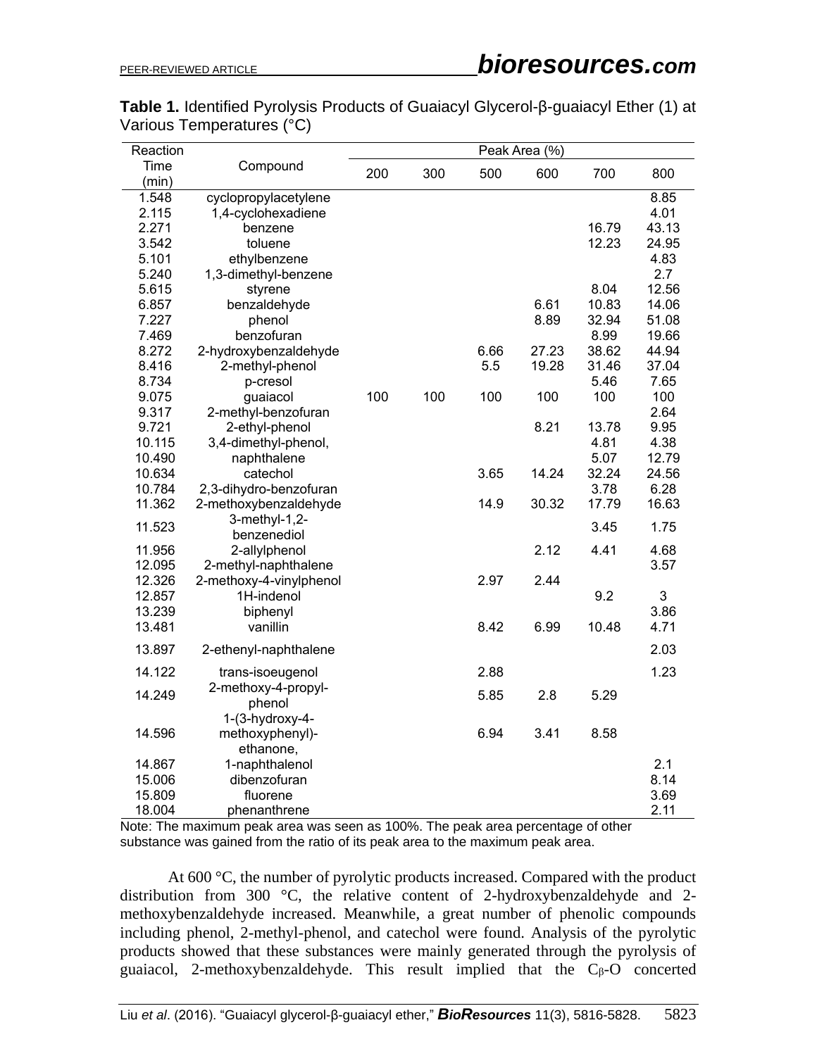**Table 1.** Identified Pyrolysis Products of Guaiacyl Glycerol-β-guaiacyl Ether (1) at Various Temperatures (°C)

| Reaction Time (min) | Compound | Peak Area (%) | | | | | |
|---|---|---|---|---|---|---|---|
| | | 200 | 300 | 500 | 600 | 700 | 800 |
| 1.548 | cyclopropylacetylene | | | | | | 8.85 |
| 2.115 | 1,4-cyclohexadiene | | | | | | 4.01 |
| 2.271 | benzene | | | | | 16.79 | 43.13 |
| 3.542 | toluene | | | | | 12.23 | 24.95 |
| 5.101 | ethylbenzene | | | | | | 4.83 |
| 5.240 | 1,3-dimethyl-benzene | | | | | | 2.7 |
| 5.615 | styrene | | | | | 8.04 | 12.56 |
| 6.857 | benzaldehyde | | | | 6.61 | 10.83 | 14.06 |
| 7.227 | phenol | | | | 8.89 | 32.94 | 51.08 |
| 7.469 | benzofuran | | | | | 8.99 | 19.66 |
| 8.272 | 2-hydroxybenzaldehyde | | | 6.66 | 27.23 | 38.62 | 44.94 |
| 8.416 | 2-methyl-phenol | | | 5.5 | 19.28 | 31.46 | 37.04 |
| 8.734 | p-cresol | | | | | 5.46 | 7.65 |
| 9.075 | guaiacol | 100 | 100 | 100 | 100 | 100 | 100 |
| 9.317 | 2-methyl-benzofuran | | | | | | 2.64 |
| 9.721 | 2-ethyl-phenol | | | | 8.21 | 13.78 | 9.95 |
| 10.115 | 3,4-dimethyl-phenol, | | | | | 4.81 | 4.38 |
| 10.490 | naphthalene | | | | | 5.07 | 12.79 |
| 10.634 | catechol | | | 3.65 | 14.24 | 32.24 | 24.56 |
| 10.784 | 2,3-dihydro-benzofuran | | | | | 3.78 | 6.28 |
| 11.362 | 2-methoxybenzaldehyde | | | 14.9 | 30.32 | 17.79 | 16.63 |
| 11.523 | 3-methyl-1,2-benzenediol | | | | | 3.45 | 1.75 |
| 11.956 | 2-allylphenol | | | | 2.12 | 4.41 | 4.68 |
| 12.095 | 2-methyl-naphthalene | | | | | | 3.57 |
| 12.326 | 2-methoxy-4-vinylphenol | | | 2.97 | 2.44 | | |
| 12.857 | 1H-indenol | | | | | 9.2 | 3 |
| 13.239 | biphenyl | | | | | | 3.86 |
| 13.481 | vanillin | | | 8.42 | 6.99 | 10.48 | 4.71 |
| 13.897 | 2-ethenyl-naphthalene | | | | | | 2.03 |
| 14.122 | trans-isoeugenol | | | 2.88 | | | 1.23 |
| 14.249 | 2-methoxy-4-propyl-phenol | | | 5.85 | 2.8 | 5.29 | |
| 14.596 | 1-(3-hydroxy-4-methoxyphenyl)-ethanone, | | | 6.94 | 3.41 | 8.58 | |
| 14.867 | 1-naphthalenol | | | | | | 2.1 |
| 15.006 | dibenzofuran | | | | | | 8.14 |
| 15.809 | fluorene | | | | | | 3.69 |
| 18.004 | phenanthrene | | | | | | 2.11 |

Note: The maximum peak area was seen as 100%. The peak area percentage of other substance was gained from the ratio of its peak area to the maximum peak area.

At 600 °C, the number of pyrolytic products increased. Compared with the product distribution from 300 °C, the relative content of 2-hydroxybenzaldehyde and 2-methoxybenzaldehyde increased. Meanwhile, a great number of phenolic compounds including phenol, 2-methyl-phenol, and catechol were found. Analysis of the pyrolytic products showed that these substances were mainly generated through the pyrolysis of guaiacol, 2-methoxybenzaldehyde. This result implied that the $C_{\beta}$-O concerted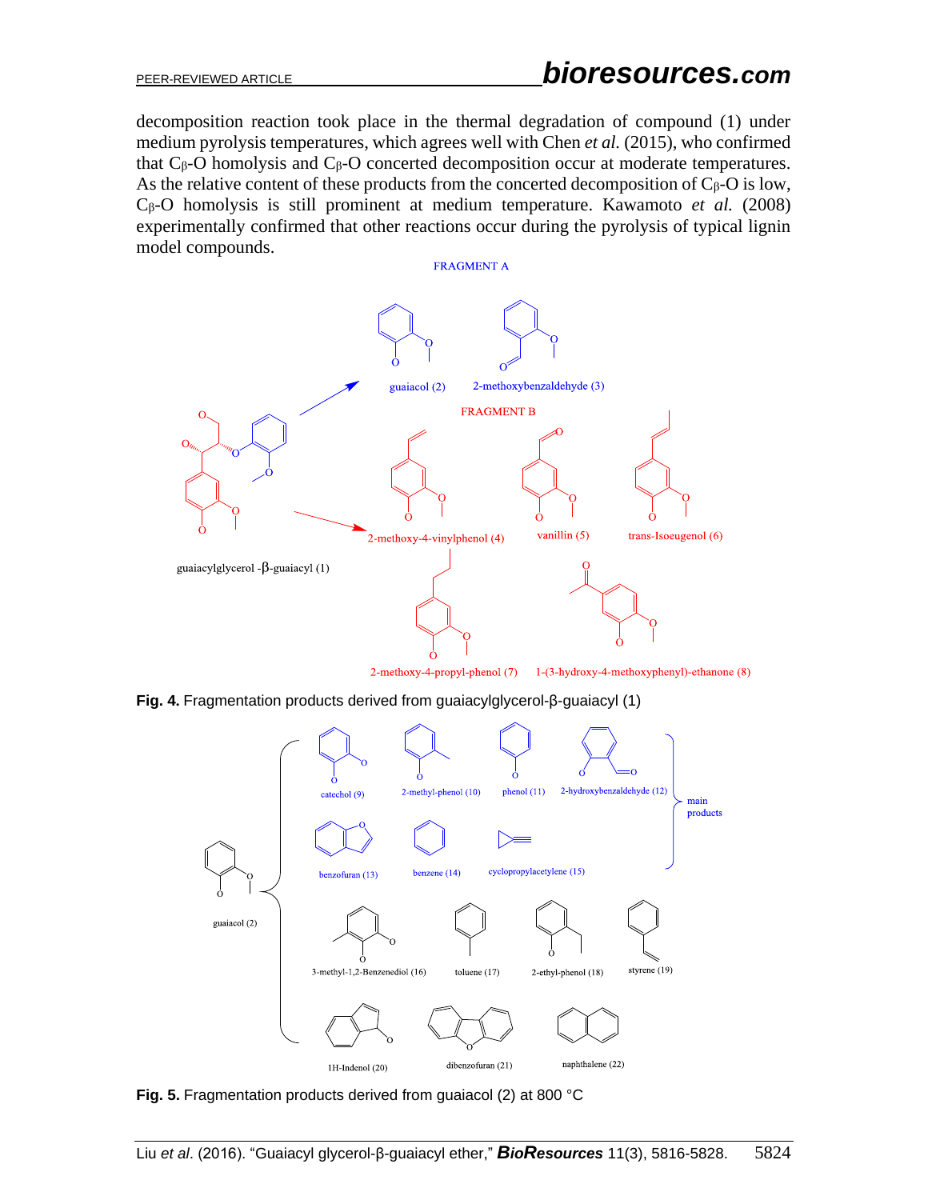decomposition reaction took place in the thermal degradation of compound (1) under medium pyrolysis temperatures, which agrees well with Chen *et al.* (2015), who confirmed that $C_\beta$-O homolysis and $C_\beta$-O concerted decomposition occur at moderate temperatures. As the relative content of these products from the concerted decomposition of $C_\beta$-O is low, $C_\beta$-O homolysis is still prominent at medium temperature. Kawamoto *et al.* (2008) experimentally confirmed that other reactions occur during the pyrolysis of typical lignin model compounds.

**Fig. 4.** Fragmentation products derived from guaiacylglycerol-β-guaiacyl (1)

**Fig. 5.** Fragmentation products derived from guaiacol (2) at 800 °C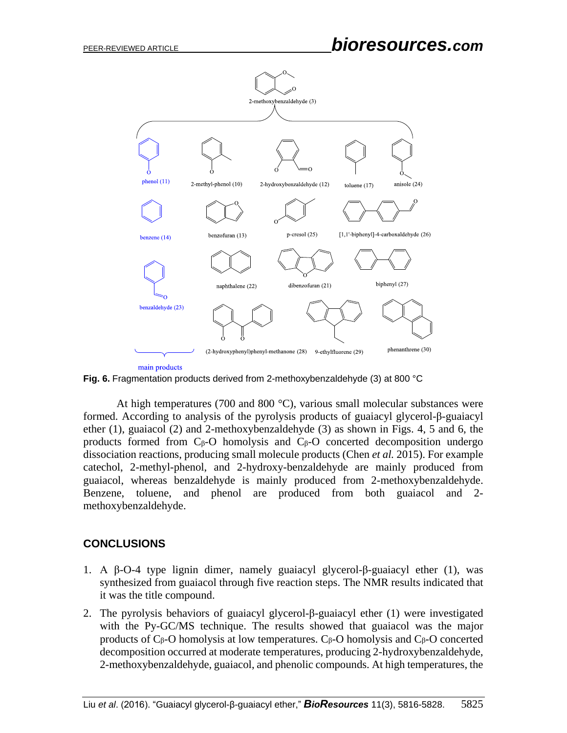Fig. 6. Fragmentation products derived from 2-methoxybenzaldehyde (3) at 800 °C

At high temperatures (700 and 800 °C), various small molecular substances were formed. According to analysis of the pyrolysis products of guaiacyl glycerol-β-guaiacyl ether (1), guaiacol (2) and 2-methoxybenzaldehyde (3) as shown in Figs. 4, 5 and 6, the products formed from Cβ-O homolysis and Cβ-O concerted decomposition undergo dissociation reactions, producing small molecule products (Chen *et al.* 2015). For example catechol, 2-methyl-phenol, and 2-hydroxy-benzaldehyde are mainly produced from guaiacol, whereas benzaldehyde is mainly produced from 2-methoxybenzaldehyde. Benzene, toluene, and phenol are produced from both guaiacol and 2-methoxybenzaldehyde.

## CONCLUSIONS

1. A β-O-4 type lignin dimer, namely guaiacyl glycerol-β-guaiacyl ether (1), was synthesized from guaiacol through five reaction steps. The NMR results indicated that it was the title compound.
2. The pyrolysis behaviors of guaiacyl glycerol-β-guaiacyl ether (1) were investigated with the Py-GC/MS technique. The results showed that guaiacol was the major products of Cβ-O homolysis at low temperatures. Cβ-O homolysis and Cβ-O concerted decomposition occurred at moderate temperatures, producing 2-hydroxybenzaldehyde, 2-methoxybenzaldehyde, guaiacol, and phenolic compounds. At high temperatures, the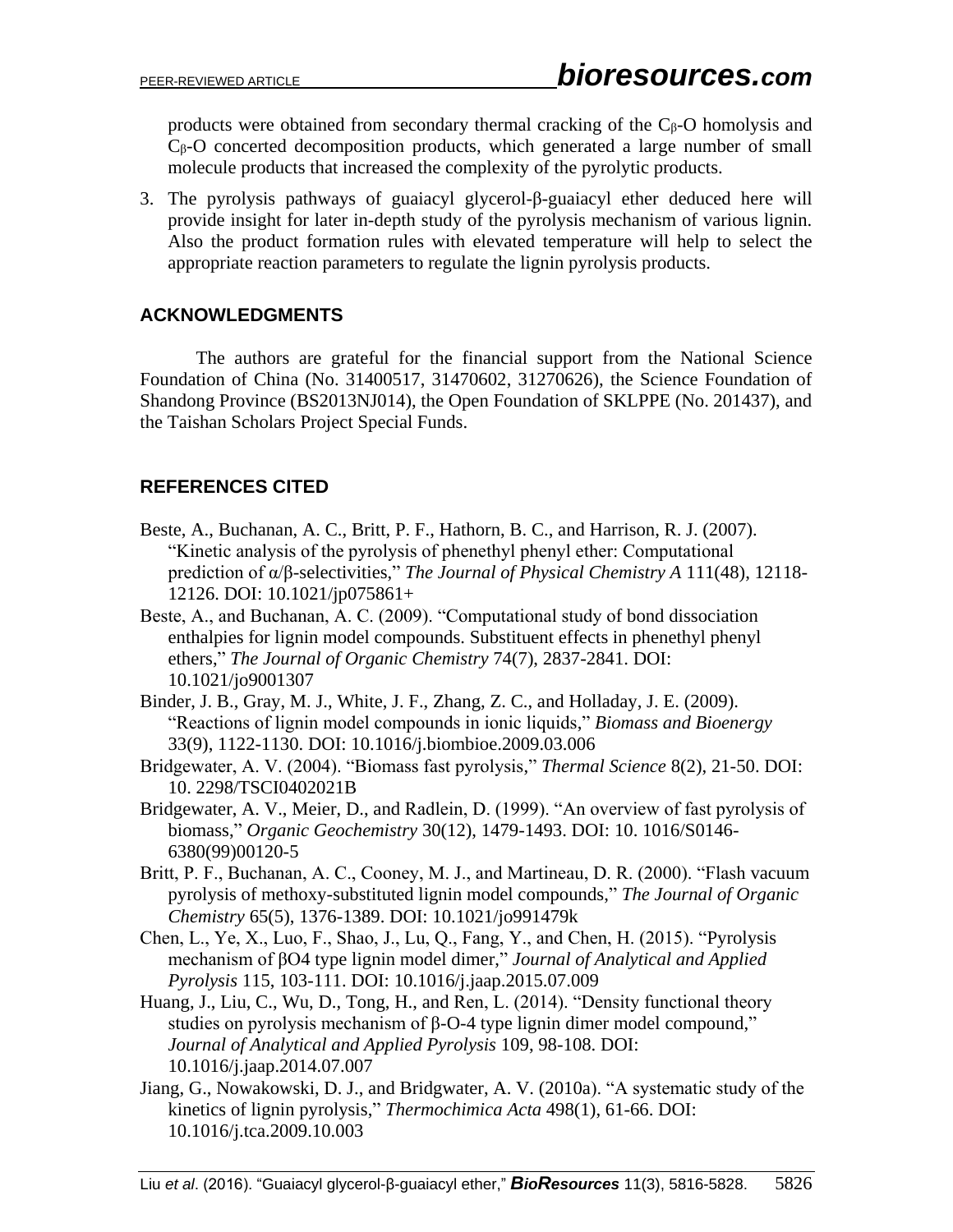products were obtained from secondary thermal cracking of the $C_\beta$-O homolysis and $C_\beta$-O concerted decomposition products, which generated a large number of small molecule products that increased the complexity of the pyrolytic products.

3. The pyrolysis pathways of guaiacyl glycerol-β-guaiacyl ether deduced here will provide insight for later in-depth study of the pyrolysis mechanism of various lignin. Also the product formation rules with elevated temperature will help to select the appropriate reaction parameters to regulate the lignin pyrolysis products.

## ACKNOWLEDGMENTS

The authors are grateful for the financial support from the National Science Foundation of China (No. 31400517, 31470602, 31270626), the Science Foundation of Shandong Province (BS2013NJ014), the Open Foundation of SKLPPE (No. 201437), and the Taishan Scholars Project Special Funds.

## REFERENCES CITED

Beste, A., Buchanan, A. C., Britt, P. F., Hathorn, B. C., and Harrison, R. J. (2007). "Kinetic analysis of the pyrolysis of phenethyl phenyl ether: Computational prediction of α/β-selectivities," *The Journal of Physical Chemistry A* 111(48), 12118-12126. DOI: 10.1021/jp075861+

Beste, A., and Buchanan, A. C. (2009). "Computational study of bond dissociation enthalpies for lignin model compounds. Substituent effects in phenethyl phenyl ethers," *The Journal of Organic Chemistry* 74(7), 2837-2841. DOI: 10.1021/jo9001307

Binder, J. B., Gray, M. J., White, J. F., Zhang, Z. C., and Holladay, J. E. (2009). "Reactions of lignin model compounds in ionic liquids," *Biomass and Bioenergy* 33(9), 1122-1130. DOI: 10.1016/j.biombioe.2009.03.006

Bridgewater, A. V. (2004). "Biomass fast pyrolysis," *Thermal Science* 8(2), 21-50. DOI: 10. 2298/TSCI0402021B

Bridgewater, A. V., Meier, D., and Radlein, D. (1999). "An overview of fast pyrolysis of biomass," *Organic Geochemistry* 30(12), 1479-1493. DOI: 10. 1016/S0146-6380(99)00120-5

Britt, P. F., Buchanan, A. C., Cooney, M. J., and Martineau, D. R. (2000). "Flash vacuum pyrolysis of methoxy-substituted lignin model compounds," *The Journal of Organic Chemistry* 65(5), 1376-1389. DOI: 10.1021/jo991479k

Chen, L., Ye, X., Luo, F., Shao, J., Lu, Q., Fang, Y., and Chen, H. (2015). "Pyrolysis mechanism of βO4 type lignin model dimer," *Journal of Analytical and Applied Pyrolysis* 115, 103-111. DOI: 10.1016/j.jaap.2015.07.009

Huang, J., Liu, C., Wu, D., Tong, H., and Ren, L. (2014). "Density functional theory studies on pyrolysis mechanism of β-O-4 type lignin dimer model compound," *Journal of Analytical and Applied Pyrolysis* 109, 98-108. DOI: 10.1016/j.jaap.2014.07.007

Jiang, G., Nowakowski, D. J., and Bridgwater, A. V. (2010a). "A systematic study of the kinetics of lignin pyrolysis," *Thermochimica Acta* 498(1), 61-66. DOI: 10.1016/j.tca.2009.10.003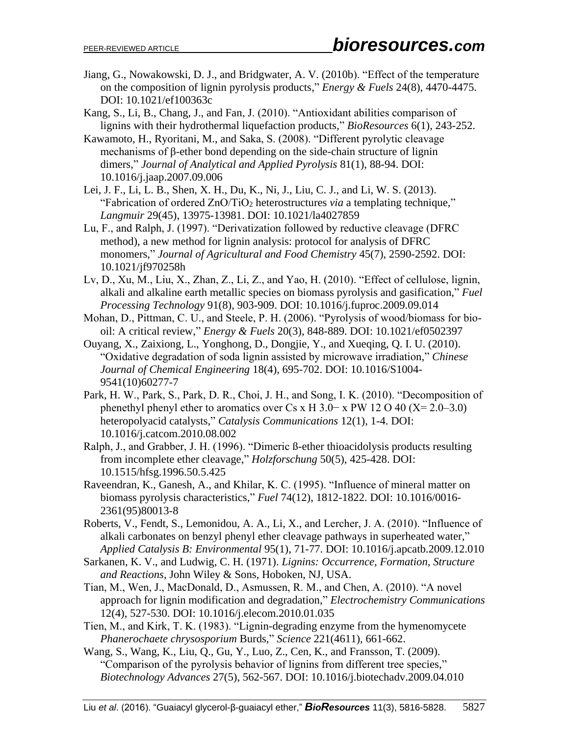Jiang, G., Nowakowski, D. J., and Bridgwater, A. V. (2010b). "Effect of the temperature on the composition of lignin pyrolysis products," *Energy & Fuels* 24(8), 4470-4475. DOI: 10.1021/ef100363c

Kang, S., Li, B., Chang, J., and Fan, J. (2010). "Antioxidant abilities comparison of lignins with their hydrothermal liquefaction products," *BioResources* 6(1), 243-252.

Kawamoto, H., Ryoritani, M., and Saka, S. (2008). "Different pyrolytic cleavage mechanisms of β-ether bond depending on the side-chain structure of lignin dimers," *Journal of Analytical and Applied Pyrolysis* 81(1), 88-94. DOI: 10.1016/j.jaap.2007.09.006

Lei, J. F., Li, L. B., Shen, X. H., Du, K., Ni, J., Liu, C. J., and Li, W. S. (2013). "Fabrication of ordered $ZnO/TiO_2$ heterostructures *via* a templating technique," *Langmuir* 29(45), 13975-13981. DOI: 10.1021/la4027859

Lu, F., and Ralph, J. (1997). "Derivatization followed by reductive cleavage (DFRC method), a new method for lignin analysis: protocol for analysis of DFRC monomers," *Journal of Agricultural and Food Chemistry* 45(7), 2590-2592. DOI: 10.1021/jf970258h

Lv, D., Xu, M., Liu, X., Zhan, Z., Li, Z., and Yao, H. (2010). "Effect of cellulose, lignin, alkali and alkaline earth metallic species on biomass pyrolysis and gasification," *Fuel Processing Technology* 91(8), 903-909. DOI: 10.1016/j.fuproc.2009.09.014

Mohan, D., Pittman, C. U., and Steele, P. H. (2006). "Pyrolysis of wood/biomass for bio-oil: A critical review," *Energy & Fuels* 20(3), 848-889. DOI: 10.1021/ef0502397

Ouyang, X., Zaixiong, L., Yonghong, D., Dongjie, Y., and Xueqing, Q. I. U. (2010). "Oxidative degradation of soda lignin assisted by microwave irradiation," *Chinese Journal of Chemical Engineering* 18(4), 695-702. DOI: 10.1016/S1004-9541(10)60277-7

Park, H. W., Park, S., Park, D. R., Choi, J. H., and Song, I. K. (2010). "Decomposition of phenethyl phenyl ether to aromatics over Cs x H 3.0− x PW 12 O 40 (X= 2.0–3.0) heteropolyacid catalysts," *Catalysis Communications* 12(1), 1-4. DOI: 10.1016/j.catcom.2010.08.002

Ralph, J., and Grabber, J. H. (1996). "Dimeric ß-ether thioacidolysis products resulting from incomplete ether cleavage," *Holzforschung* 50(5), 425-428. DOI: 10.1515/hfsg.1996.50.5.425

Raveendran, K., Ganesh, A., and Khilar, K. C. (1995). "Influence of mineral matter on biomass pyrolysis characteristics," *Fuel* 74(12), 1812-1822. DOI: 10.1016/0016-2361(95)80013-8

Roberts, V., Fendt, S., Lemonidou, A. A., Li, X., and Lercher, J. A. (2010). "Influence of alkali carbonates on benzyl phenyl ether cleavage pathways in superheated water," *Applied Catalysis B: Environmental* 95(1), 71-77. DOI: 10.1016/j.apcatb.2009.12.010

Sarkanen, K. V., and Ludwig, C. H. (1971). *Lignins: Occurrence, Formation, Structure and Reactions*, John Wiley & Sons, Hoboken, NJ, USA.

Tian, M., Wen, J., MacDonald, D., Asmussen, R. M., and Chen, A. (2010). "A novel approach for lignin modification and degradation," *Electrochemistry Communications* 12(4), 527-530. DOI: 10.1016/j.elecom.2010.01.035

Tien, M., and Kirk, T. K. (1983). "Lignin-degrading enzyme from the hymenomycete *Phanerochaete chrysosporium* Burds," *Science* 221(4611), 661-662.

Wang, S., Wang, K., Liu, Q., Gu, Y., Luo, Z., Cen, K., and Fransson, T. (2009). "Comparison of the pyrolysis behavior of lignins from different tree species," *Biotechnology Advances* 27(5), 562-567. DOI: 10.1016/j.biotechadv.2009.04.010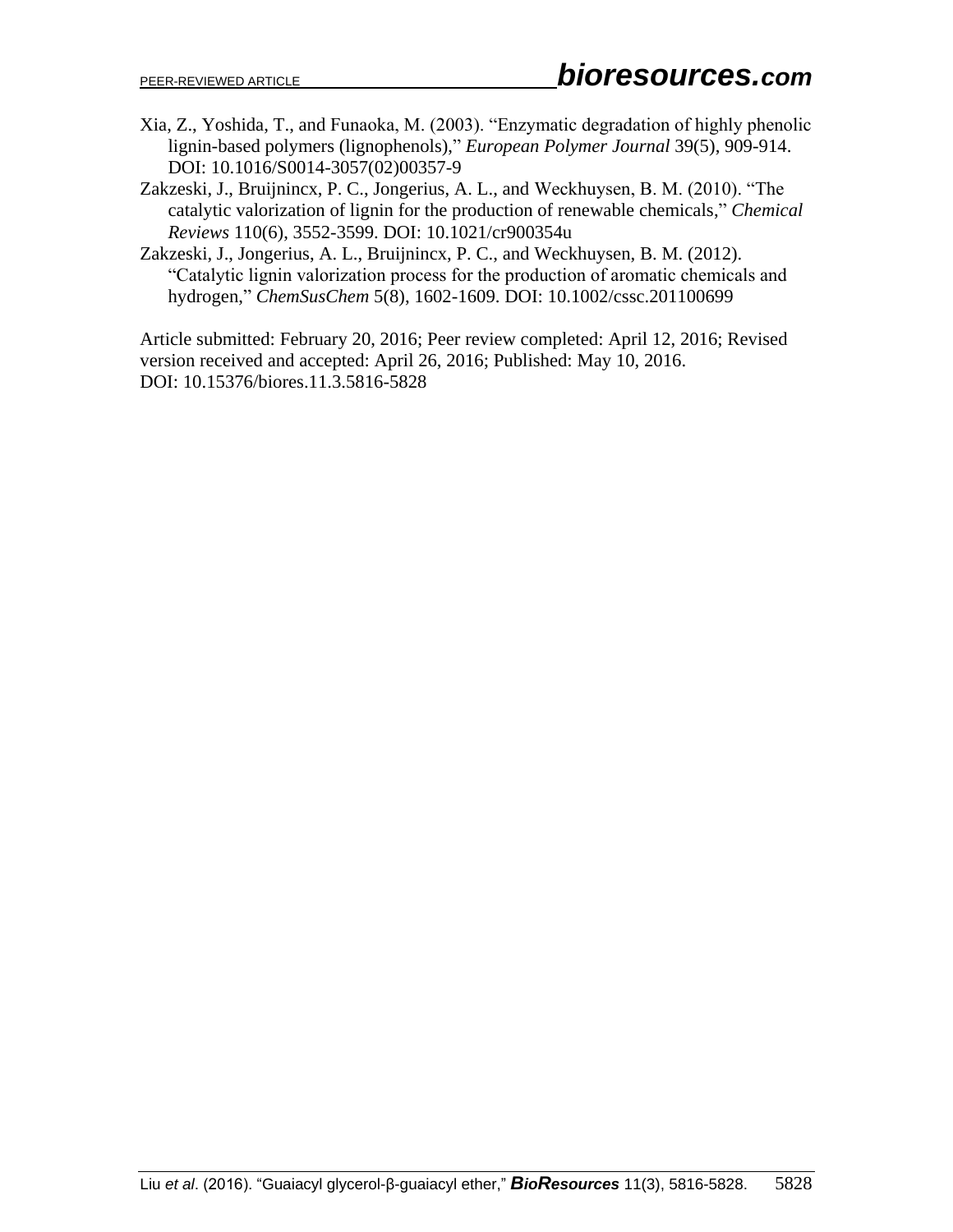Xia, Z., Yoshida, T., and Funaoka, M. (2003). "Enzymatic degradation of highly phenolic lignin-based polymers (lignophenols)," *European Polymer Journal* 39(5), 909-914. DOI: 10.1016/S0014-3057(02)00357-9

Zakzeski, J., Bruijnincx, P. C., Jongerius, A. L., and Weckhuysen, B. M. (2010). "The catalytic valorization of lignin for the production of renewable chemicals," *Chemical Reviews* 110(6), 3552-3599. DOI: 10.1021/cr900354u

Zakzeski, J., Jongerius, A. L., Bruijnincx, P. C., and Weckhuysen, B. M. (2012). "Catalytic lignin valorization process for the production of aromatic chemicals and hydrogen," *ChemSusChem* 5(8), 1602-1609. DOI: 10.1002/cssc.201100699

Article submitted: February 20, 2016; Peer review completed: April 12, 2016; Revised version received and accepted: April 26, 2016; Published: May 10, 2016.
DOI: 10.15376/biores.11.3.5816-5828